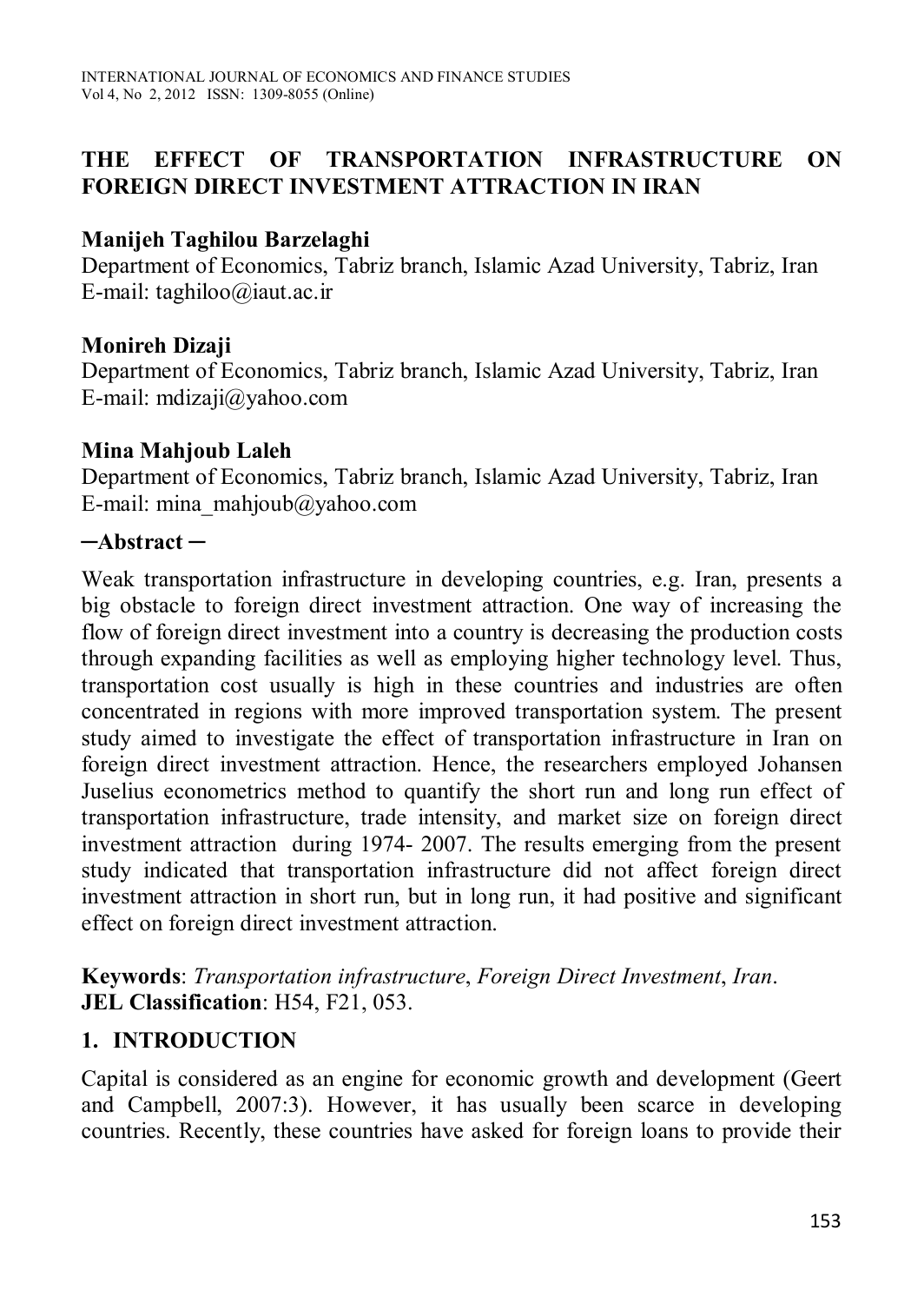# THE EFFECT OF TRANSPORTATION INFRASTRUCTURE ON FOREIGN DIRECT INVESTMENT ATTRACTION IN IRAN

**Manijeh Taghilou Barzelaghi**
Department of Economics, Tabriz branch, Islamic Azad University, Tabriz, Iran
E-mail: taghiloo@iaut.ac.ir

**Monireh Dizaji**
Department of Economics, Tabriz branch, Islamic Azad University, Tabriz, Iran
E-mail: mdizaji@yahoo.com

**Mina Mahjoub Laleh**
Department of Economics, Tabriz branch, Islamic Azad University, Tabriz, Iran
E-mail: mina_mahjoub@yahoo.com

**─Abstract ─**

Weak transportation infrastructure in developing countries, e.g. Iran, presents a big obstacle to foreign direct investment attraction. One way of increasing the flow of foreign direct investment into a country is decreasing the production costs through expanding facilities as well as employing higher technology level. Thus, transportation cost usually is high in these countries and industries are often concentrated in regions with more improved transportation system. The present study aimed to investigate the effect of transportation infrastructure in Iran on foreign direct investment attraction. Hence, the researchers employed Johansen Juselius econometrics method to quantify the short run and long run effect of transportation infrastructure, trade intensity, and market size on foreign direct investment attraction during 1974- 2007. The results emerging from the present study indicated that transportation infrastructure did not affect foreign direct investment attraction in short run, but in long run, it had positive and significant effect on foreign direct investment attraction.

**Keywords**: *Transportation infrastructure*, *Foreign Direct Investment*, *Iran*.
**JEL Classification**: H54, F21, 053.

## 1. INTRODUCTION

Capital is considered as an engine for economic growth and development (Geert and Campbell, 2007:3). However, it has usually been scarce in developing countries. Recently, these countries have asked for foreign loans to provide their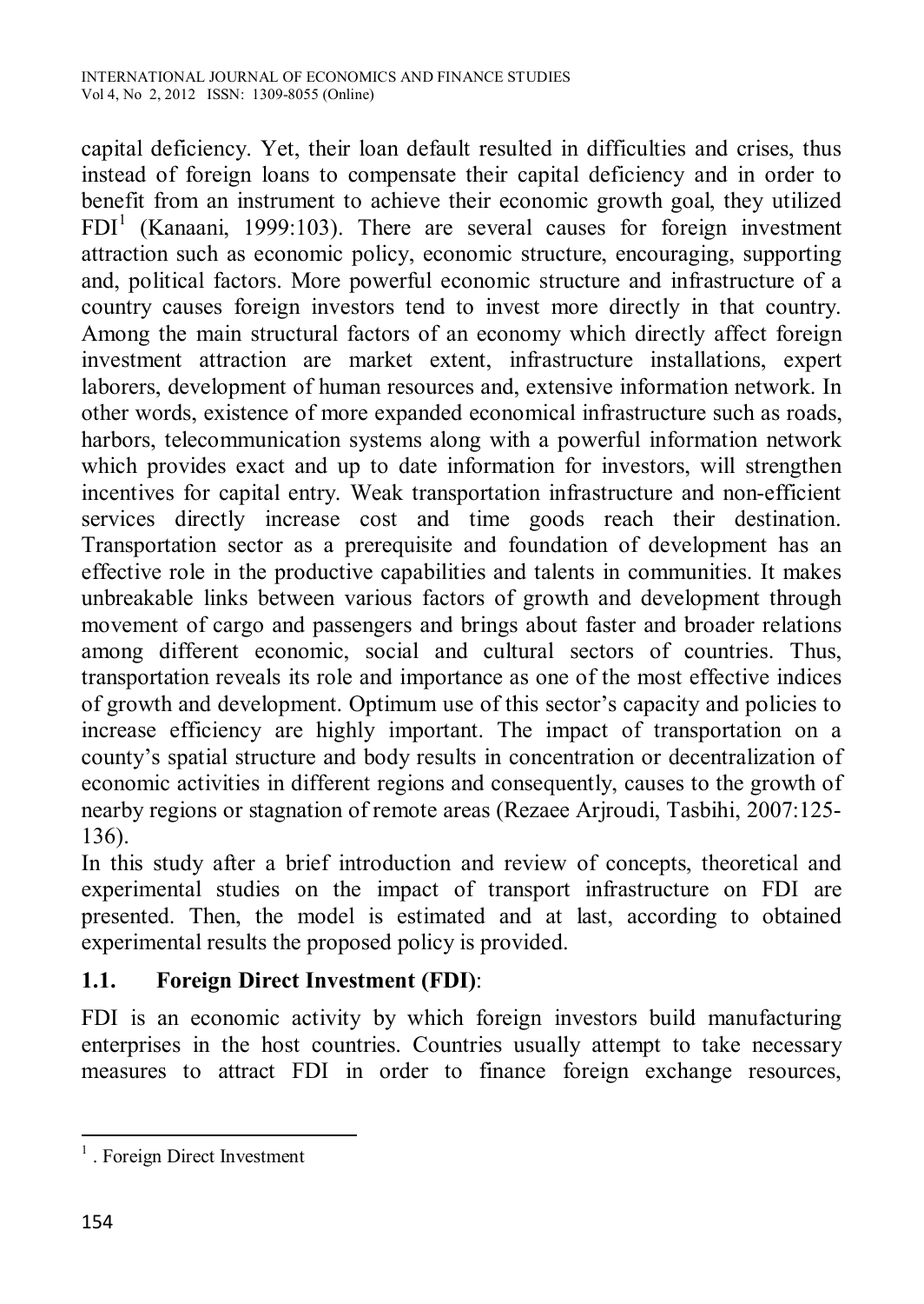capital deficiency. Yet, their loan default resulted in difficulties and crises, thus instead of foreign loans to compensate their capital deficiency and in order to benefit from an instrument to achieve their economic growth goal, they utilized FDI[1] (Kanaani, 1999:103). There are several causes for foreign investment attraction such as economic policy, economic structure, encouraging, supporting and, political factors. More powerful economic structure and infrastructure of a country causes foreign investors tend to invest more directly in that country. Among the main structural factors of an economy which directly affect foreign investment attraction are market extent, infrastructure installations, expert laborers, development of human resources and, extensive information network. In other words, existence of more expanded economical infrastructure such as roads, harbors, telecommunication systems along with a powerful information network which provides exact and up to date information for investors, will strengthen incentives for capital entry. Weak transportation infrastructure and non-efficient services directly increase cost and time goods reach their destination. Transportation sector as a prerequisite and foundation of development has an effective role in the productive capabilities and talents in communities. It makes unbreakable links between various factors of growth and development through movement of cargo and passengers and brings about faster and broader relations among different economic, social and cultural sectors of countries. Thus, transportation reveals its role and importance as one of the most effective indices of growth and development. Optimum use of this sector's capacity and policies to increase efficiency are highly important. The impact of transportation on a county's spatial structure and body results in concentration or decentralization of economic activities in different regions and consequently, causes to the growth of nearby regions or stagnation of remote areas (Rezaee Arjroudi, Tasbihi, 2007:125-136).

In this study after a brief introduction and review of concepts, theoretical and experimental studies on the impact of transport infrastructure on FDI are presented. Then, the model is estimated and at last, according to obtained experimental results the proposed policy is provided.

### 1.1. Foreign Direct Investment (FDI):

FDI is an economic activity by which foreign investors build manufacturing enterprises in the host countries. Countries usually attempt to take necessary measures to attract FDI in order to finance foreign exchange resources,

---

[1] . Foreign Direct Investment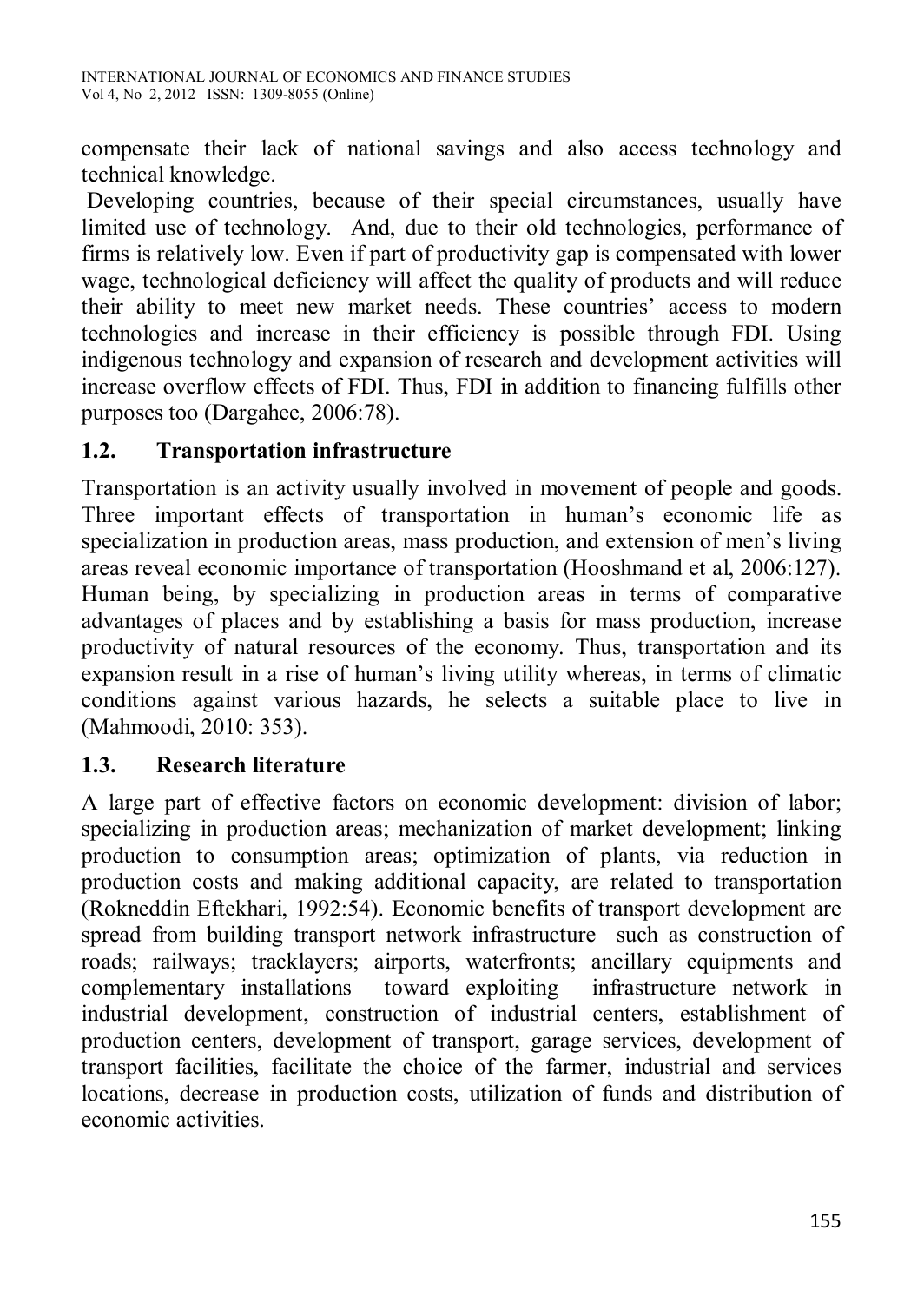compensate their lack of national savings and also access technology and technical knowledge.

Developing countries, because of their special circumstances, usually have limited use of technology. And, due to their old technologies, performance of firms is relatively low. Even if part of productivity gap is compensated with lower wage, technological deficiency will affect the quality of products and will reduce their ability to meet new market needs. These countries' access to modern technologies and increase in their efficiency is possible through FDI. Using indigenous technology and expansion of research and development activities will increase overflow effects of FDI. Thus, FDI in addition to financing fulfills other purposes too (Dargahee, 2006:78).

### 1.2. Transportation infrastructure

Transportation is an activity usually involved in movement of people and goods. Three important effects of transportation in human's economic life as specialization in production areas, mass production, and extension of men's living areas reveal economic importance of transportation (Hooshmand et al, 2006:127). Human being, by specializing in production areas in terms of comparative advantages of places and by establishing a basis for mass production, increase productivity of natural resources of the economy. Thus, transportation and its expansion result in a rise of human's living utility whereas, in terms of climatic conditions against various hazards, he selects a suitable place to live in (Mahmoodi, 2010: 353).

### 1.3. Research literature

A large part of effective factors on economic development: division of labor; specializing in production areas; mechanization of market development; linking production to consumption areas; optimization of plants, via reduction in production costs and making additional capacity, are related to transportation (Rokneddin Eftekhari, 1992:54). Economic benefits of transport development are spread from building transport network infrastructure such as construction of roads; railways; tracklayers; airports, waterfronts; ancillary equipments and complementary installations toward exploiting infrastructure network in industrial development, construction of industrial centers, establishment of production centers, development of transport, garage services, development of transport facilities, facilitate the choice of the farmer, industrial and services locations, decrease in production costs, utilization of funds and distribution of economic activities.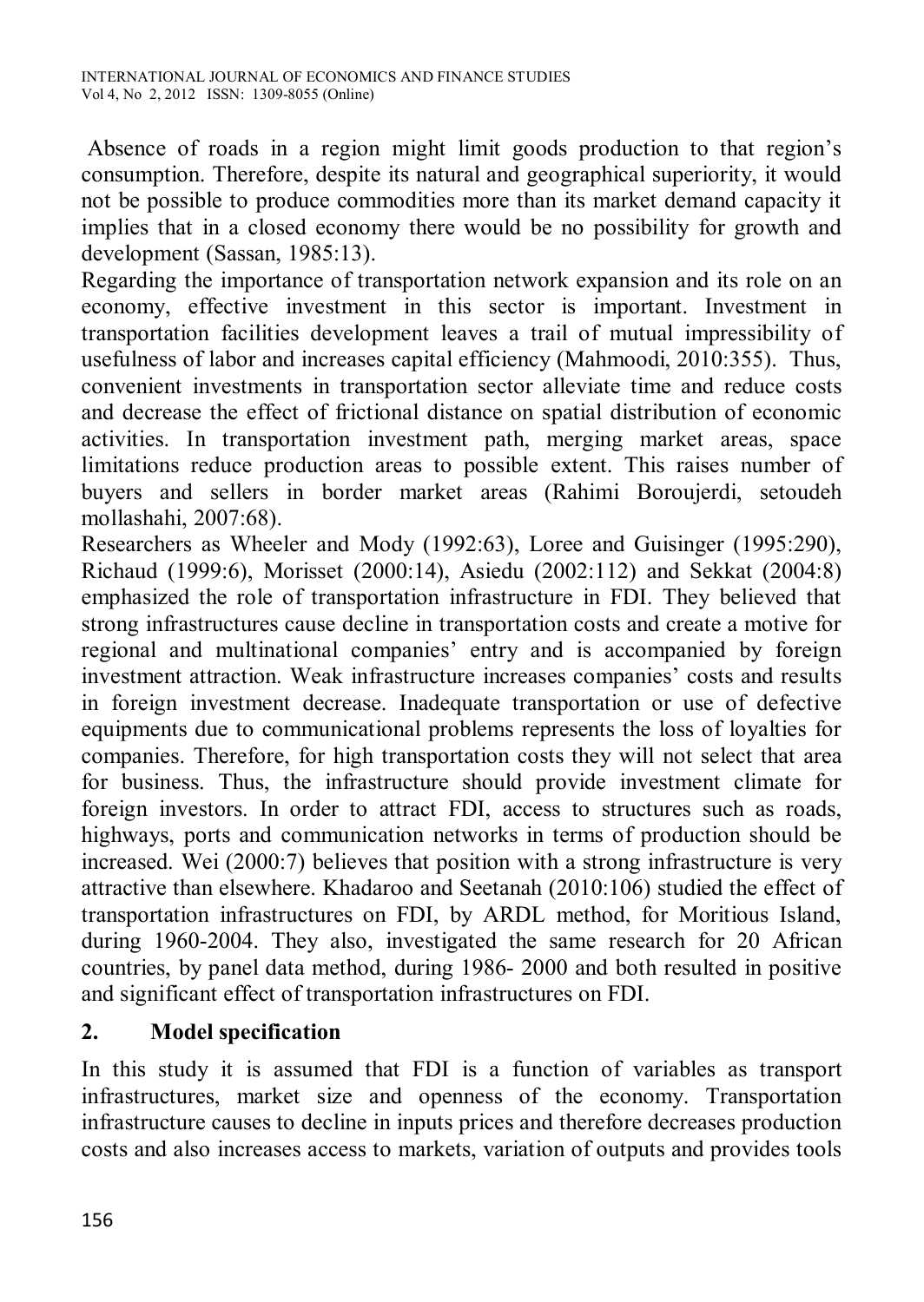Absence of roads in a region might limit goods production to that region's consumption. Therefore, despite its natural and geographical superiority, it would not be possible to produce commodities more than its market demand capacity it implies that in a closed economy there would be no possibility for growth and development (Sassan, 1985:13).

Regarding the importance of transportation network expansion and its role on an economy, effective investment in this sector is important. Investment in transportation facilities development leaves a trail of mutual impressibility of usefulness of labor and increases capital efficiency (Mahmoodi, 2010:355). Thus, convenient investments in transportation sector alleviate time and reduce costs and decrease the effect of frictional distance on spatial distribution of economic activities. In transportation investment path, merging market areas, space limitations reduce production areas to possible extent. This raises number of buyers and sellers in border market areas (Rahimi Boroujerdi, setoudeh mollashahi, 2007:68).

Researchers as Wheeler and Mody (1992:63), Loree and Guisinger (1995:290), Richaud (1999:6), Morisset (2000:14), Asiedu (2002:112) and Sekkat (2004:8) emphasized the role of transportation infrastructure in FDI. They believed that strong infrastructures cause decline in transportation costs and create a motive for regional and multinational companies' entry and is accompanied by foreign investment attraction. Weak infrastructure increases companies' costs and results in foreign investment decrease. Inadequate transportation or use of defective equipments due to communicational problems represents the loss of loyalties for companies. Therefore, for high transportation costs they will not select that area for business. Thus, the infrastructure should provide investment climate for foreign investors. In order to attract FDI, access to structures such as roads, highways, ports and communication networks in terms of production should be increased. Wei (2000:7) believes that position with a strong infrastructure is very attractive than elsewhere. Khadaroo and Seetanah (2010:106) studied the effect of transportation infrastructures on FDI, by ARDL method, for Moritious Island, during 1960-2004. They also, investigated the same research for 20 African countries, by panel data method, during 1986- 2000 and both resulted in positive and significant effect of transportation infrastructures on FDI.

## 2. Model specification

In this study it is assumed that FDI is a function of variables as transport infrastructures, market size and openness of the economy. Transportation infrastructure causes to decline in inputs prices and therefore decreases production costs and also increases access to markets, variation of outputs and provides tools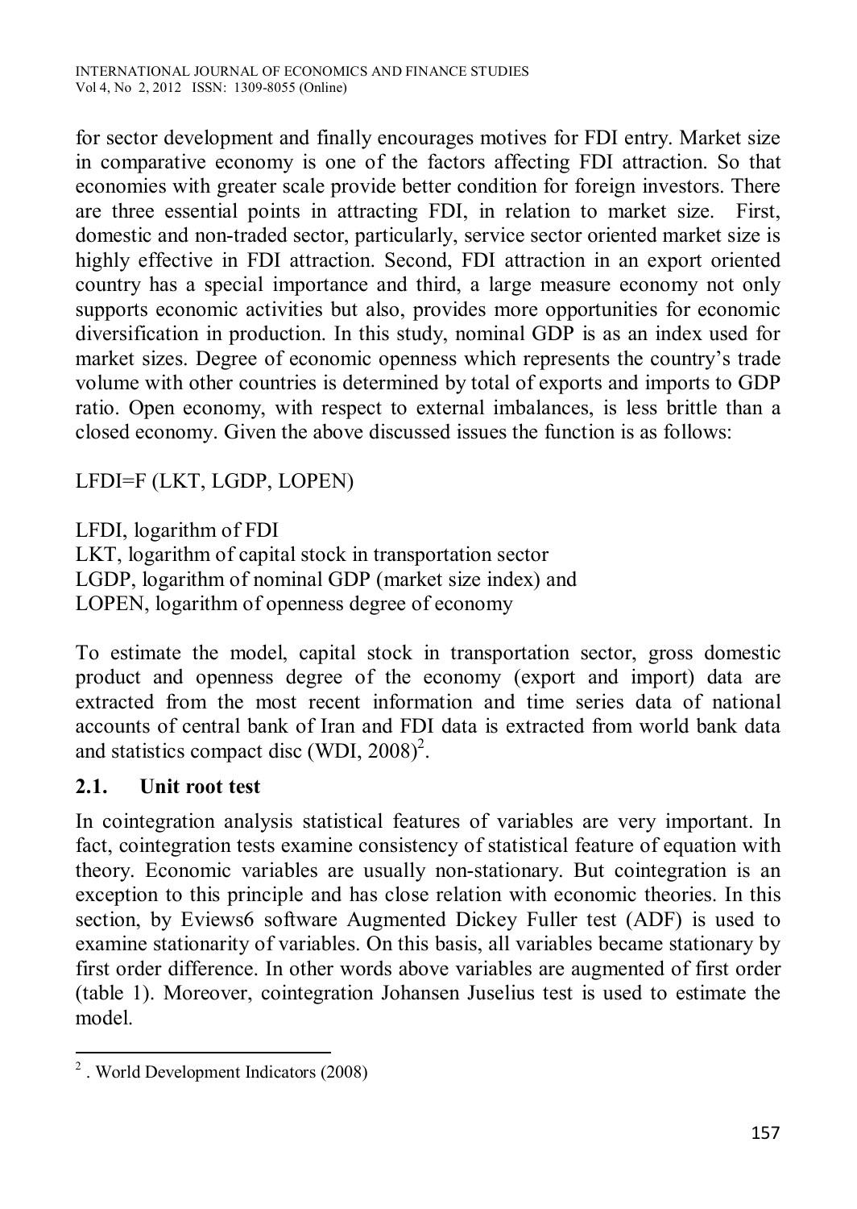for sector development and finally encourages motives for FDI entry. Market size in comparative economy is one of the factors affecting FDI attraction. So that economies with greater scale provide better condition for foreign investors. There are three essential points in attracting FDI, in relation to market size. First, domestic and non-traded sector, particularly, service sector oriented market size is highly effective in FDI attraction. Second, FDI attraction in an export oriented country has a special importance and third, a large measure economy not only supports economic activities but also, provides more opportunities for economic diversification in production. In this study, nominal GDP is as an index used for market sizes. Degree of economic openness which represents the country's trade volume with other countries is determined by total of exports and imports to GDP ratio. Open economy, with respect to external imbalances, is less brittle than a closed economy. Given the above discussed issues the function is as follows:

LFDI=F (LKT, LGDP, LOPEN)

LFDI, logarithm of FDI
LKT, logarithm of capital stock in transportation sector
LGDP, logarithm of nominal GDP (market size index) and
LOPEN, logarithm of openness degree of economy

To estimate the model, capital stock in transportation sector, gross domestic product and openness degree of the economy (export and import) data are extracted from the most recent information and time series data of national accounts of central bank of Iran and FDI data is extracted from world bank data and statistics compact disc (WDI, 2008)[2].

## 2.1. Unit root test

In cointegration analysis statistical features of variables are very important. In fact, cointegration tests examine consistency of statistical feature of equation with theory. Economic variables are usually non-stationary. But cointegration is an exception to this principle and has close relation with economic theories. In this section, by Eviews6 software Augmented Dickey Fuller test (ADF) is used to examine stationarity of variables. On this basis, all variables became stationary by first order difference. In other words above variables are augmented of first order (table 1). Moreover, cointegration Johansen Juselius test is used to estimate the model.

[2] . World Development Indicators (2008)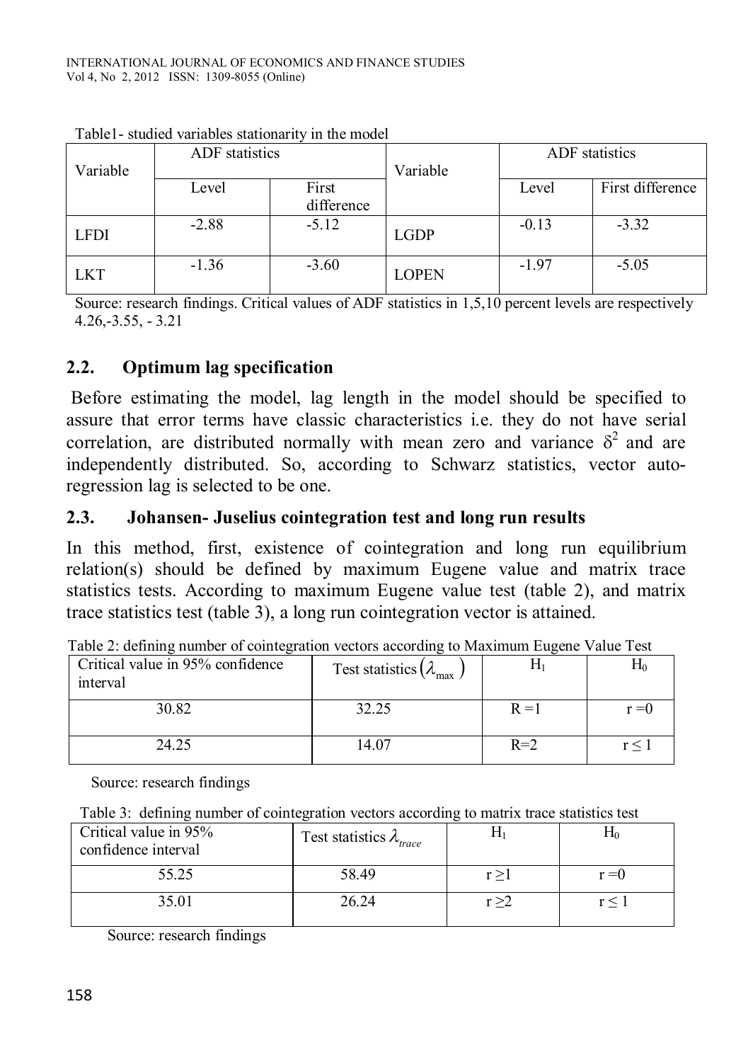Table1- studied variables stationarity in the model

| Variable | ADF statistics | | Variable | ADF statistics | |
|---|---|---|---|---|---|
| | Level | First difference | | Level | First difference |
| LFDI | -2.88 | -5.12 | LGDP | -0.13 | -3.32 |
| LKT | -1.36 | -3.60 | LOPEN | -1.97 | -5.05 |

Source: research findings. Critical values of ADF statistics in 1,5,10 percent levels are respectively 4.26,-3.55, - 3.21

## 2.2. Optimum lag specification

Before estimating the model, lag length in the model should be specified to assure that error terms have classic characteristics i.e. they do not have serial correlation, are distributed normally with mean zero and variance $\delta^2$ and are independently distributed. So, according to Schwarz statistics, vector auto-regression lag is selected to be one.

## 2.3. Johansen- Juselius cointegration test and long run results

In this method, first, existence of cointegration and long run equilibrium relation(s) should be defined by maximum Eugene value and matrix trace statistics tests. According to maximum Eugene value test (table 2), and matrix trace statistics test (table 3), a long run cointegration vector is attained.

Table 2: defining number of cointegration vectors according to Maximum Eugene Value Test

| Critical value in 95% confidence interval | Test statistics $(\lambda_{\max})$ | $H_1$ | $H_0$ |
|---|---|---|---|
| 30.82 | 32.25 | R =1 | r =0 |
| 24.25 | 14.07 | R=2 | $r \leq 1$ |

Source: research findings

Table 3: defining number of cointegration vectors according to matrix trace statistics test

| Critical value in 95% confidence interval | Test statistics $\lambda_{trace}$ | $H_1$ | $H_0$ |
|---|---|---|---|
| 55.25 | 58.49 | $r \geq 1$ | r =0 |
| 35.01 | 26.24 | $r \geq 2$ | $r \leq 1$ |

Source: research findings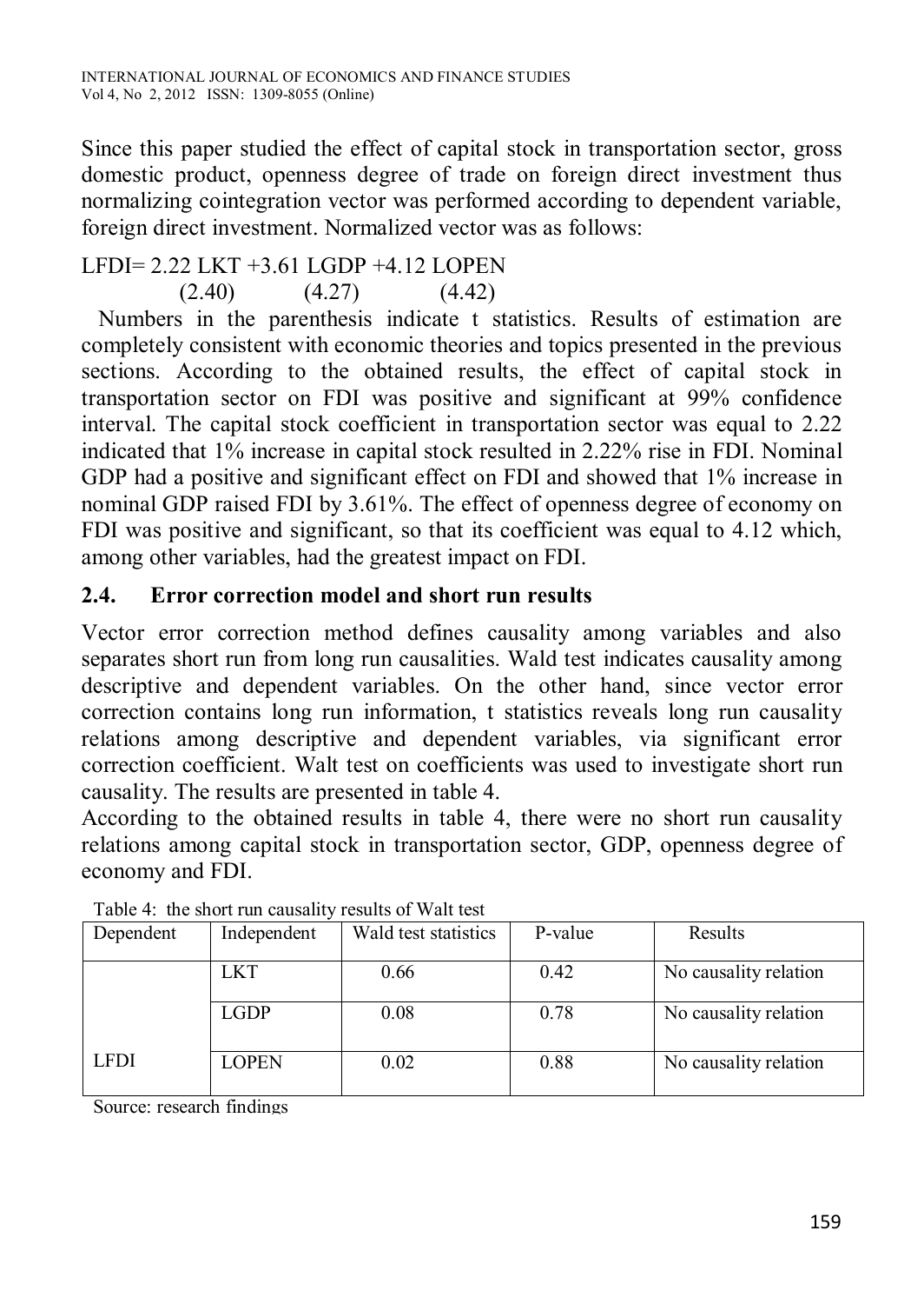Since this paper studied the effect of capital stock in transportation sector, gross domestic product, openness degree of trade on foreign direct investment thus normalizing cointegration vector was performed according to dependent variable, foreign direct investment. Normalized vector was as follows:

$$LFDI = 2.22\ LKT + 3.61\ LGDP + 4.12\ LOPEN$$
$$\quad\quad\quad (2.40) \quad\quad (4.27) \quad\quad (4.42)$$

Numbers in the parenthesis indicate t statistics. Results of estimation are completely consistent with economic theories and topics presented in the previous sections. According to the obtained results, the effect of capital stock in transportation sector on FDI was positive and significant at 99% confidence interval. The capital stock coefficient in transportation sector was equal to 2.22 indicated that 1% increase in capital stock resulted in 2.22% rise in FDI. Nominal GDP had a positive and significant effect on FDI and showed that 1% increase in nominal GDP raised FDI by 3.61%. The effect of openness degree of economy on FDI was positive and significant, so that its coefficient was equal to 4.12 which, among other variables, had the greatest impact on FDI.

## 2.4. Error correction model and short run results

Vector error correction method defines causality among variables and also separates short run from long run causalities. Wald test indicates causality among descriptive and dependent variables. On the other hand, since vector error correction contains long run information, t statistics reveals long run causality relations among descriptive and dependent variables, via significant error correction coefficient. Walt test on coefficients was used to investigate short run causality. The results are presented in table 4.

According to the obtained results in table 4, there were no short run causality relations among capital stock in transportation sector, GDP, openness degree of economy and FDI.

Table 4: the short run causality results of Walt test

| Dependent | Independent | Wald test statistics | P-value | Results |
|---|---|---|---|---|
| LFDI | LKT | 0.66 | 0.42 | No causality relation |
| | LGDP | 0.08 | 0.78 | No causality relation |
| | LOPEN | 0.02 | 0.88 | No causality relation |

Source: research findings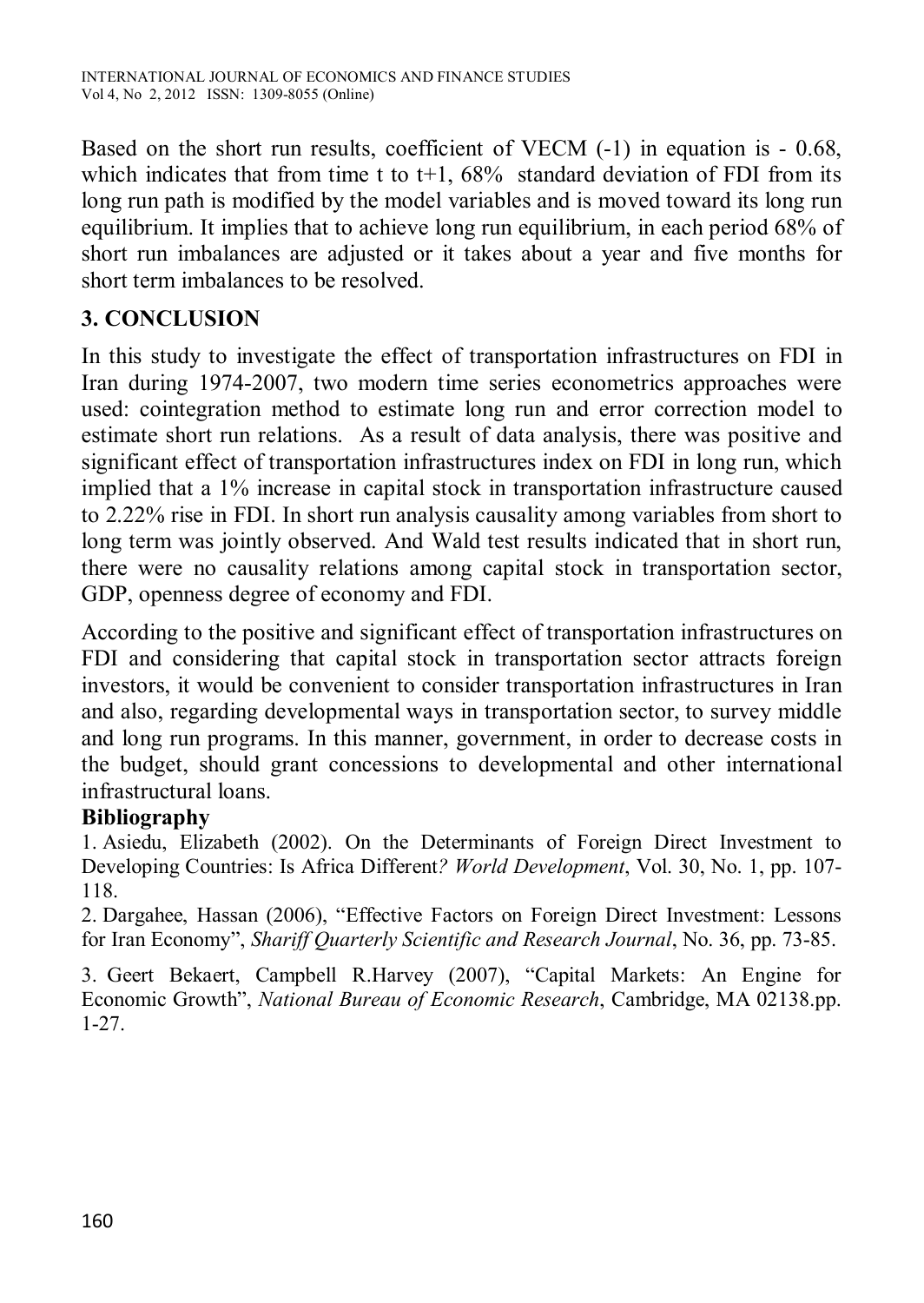Based on the short run results, coefficient of VECM (-1) in equation is - 0.68, which indicates that from time t to t+1, 68% standard deviation of FDI from its long run path is modified by the model variables and is moved toward its long run equilibrium. It implies that to achieve long run equilibrium, in each period 68% of short run imbalances are adjusted or it takes about a year and five months for short term imbalances to be resolved.

## 3. CONCLUSION

In this study to investigate the effect of transportation infrastructures on FDI in Iran during 1974-2007, two modern time series econometrics approaches were used: cointegration method to estimate long run and error correction model to estimate short run relations. As a result of data analysis, there was positive and significant effect of transportation infrastructures index on FDI in long run, which implied that a 1% increase in capital stock in transportation infrastructure caused to 2.22% rise in FDI. In short run analysis causality among variables from short to long term was jointly observed. And Wald test results indicated that in short run, there were no causality relations among capital stock in transportation sector, GDP, openness degree of economy and FDI.

According to the positive and significant effect of transportation infrastructures on FDI and considering that capital stock in transportation sector attracts foreign investors, it would be convenient to consider transportation infrastructures in Iran and also, regarding developmental ways in transportation sector, to survey middle and long run programs. In this manner, government, in order to decrease costs in the budget, should grant concessions to developmental and other international infrastructural loans.

**Bibliography**

1. Asiedu, Elizabeth (2002). On the Determinants of Foreign Direct Investment to Developing Countries: Is Africa Different*? World Development*, Vol. 30, No. 1, pp. 107-118.
2. Dargahee, Hassan (2006), "Effective Factors on Foreign Direct Investment: Lessons for Iran Economy", *Shariff Quarterly Scientific and Research Journal*, No. 36, pp. 73-85.
3. Geert Bekaert, Campbell R.Harvey (2007), "Capital Markets: An Engine for Economic Growth", *National Bureau of Economic Research*, Cambridge, MA 02138.pp. 1-27.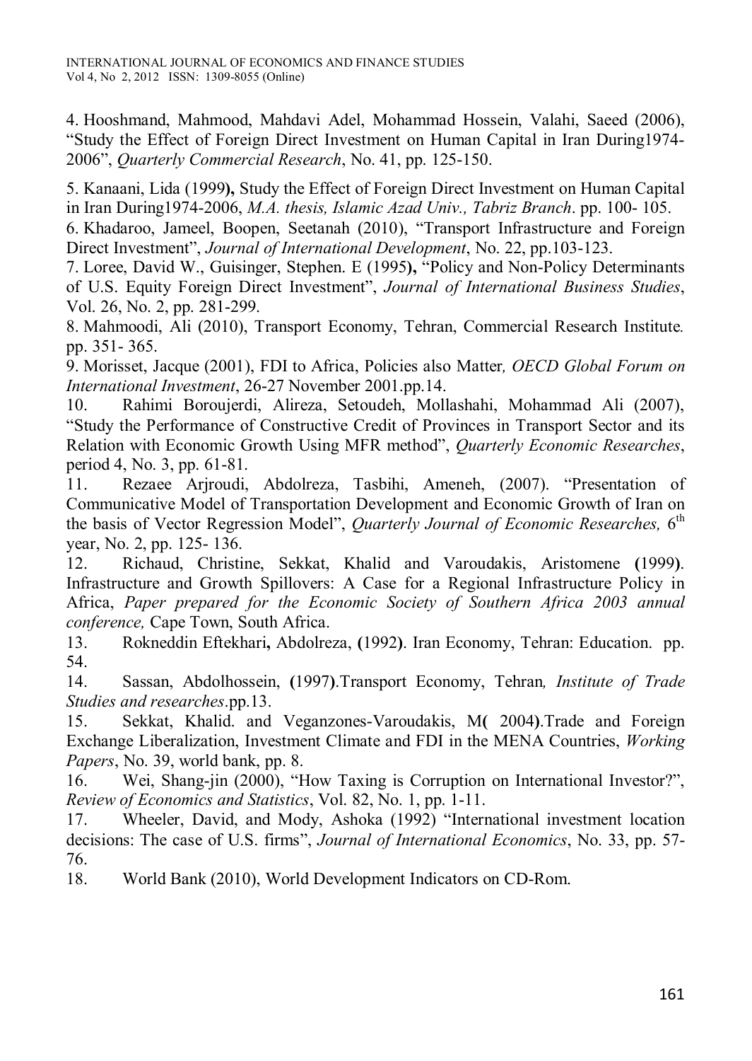4. Hooshmand, Mahmood, Mahdavi Adel, Mohammad Hossein, Valahi, Saeed (2006), "Study the Effect of Foreign Direct Investment on Human Capital in Iran During1974-2006", *Quarterly Commercial Research*, No. 41, pp. 125-150.

5. Kanaani, Lida (1999**),** Study the Effect of Foreign Direct Investment on Human Capital in Iran During1974-2006, *M.A. thesis, Islamic Azad Univ., Tabriz Branch*. pp. 100- 105.

6. Khadaroo, Jameel, Boopen, Seetanah (2010), "Transport Infrastructure and Foreign Direct Investment", *Journal of International Development*, No. 22, pp.103-123.

7. Loree, David W., Guisinger, Stephen. E (1995**),** "Policy and Non-Policy Determinants of U.S. Equity Foreign Direct Investment", *Journal of International Business Studies*, Vol. 26, No. 2, pp. 281-299.

8. Mahmoodi, Ali (2010), Transport Economy, Tehran, Commercial Research Institute. pp. 351- 365.

9. Morisset, Jacque (2001), FDI to Africa, Policies also Matter*, OECD Global Forum on International Investment*, 26-27 November 2001.pp.14.

10. Rahimi Boroujerdi, Alireza, Setoudeh, Mollashahi, Mohammad Ali (2007), "Study the Performance of Constructive Credit of Provinces in Transport Sector and its Relation with Economic Growth Using MFR method", *Quarterly Economic Researches*, period 4, No. 3, pp. 61-81.

11. Rezaee Arjroudi, Abdolreza, Tasbihi, Ameneh, (2007). "Presentation of Communicative Model of Transportation Development and Economic Growth of Iran on the basis of Vector Regression Model", *Quarterly Journal of Economic Researches,* 6th year, No. 2, pp. 125- 136.

12. Richaud, Christine, Sekkat, Khalid and Varoudakis, Aristomene **(**1999**)**. Infrastructure and Growth Spillovers: A Case for a Regional Infrastructure Policy in Africa, *Paper prepared for the Economic Society of Southern Africa 2003 annual conference,* Cape Town, South Africa.

13. Rokneddin Eftekhari**,** Abdolreza, **(**1992**)**. Iran Economy, Tehran: Education. pp. 54.

14. Sassan, Abdolhossein, **(**1997**)**.Transport Economy, Tehran*, Institute of Trade Studies and researches*.pp.13.

15. Sekkat, Khalid. and Veganzones-Varoudakis, M**(** 2004**)**.Trade and Foreign Exchange Liberalization, Investment Climate and FDI in the MENA Countries, *Working Papers*, No. 39, world bank, pp. 8.

16. Wei, Shang-jin (2000), "How Taxing is Corruption on International Investor?", *Review of Economics and Statistics*, Vol. 82, No. 1, pp. 1-11.

17. Wheeler, David, and Mody, Ashoka (1992) "International investment location decisions: The case of U.S. firms", *Journal of International Economics*, No. 33, pp. 57-76.

18. World Bank (2010), World Development Indicators on CD-Rom.